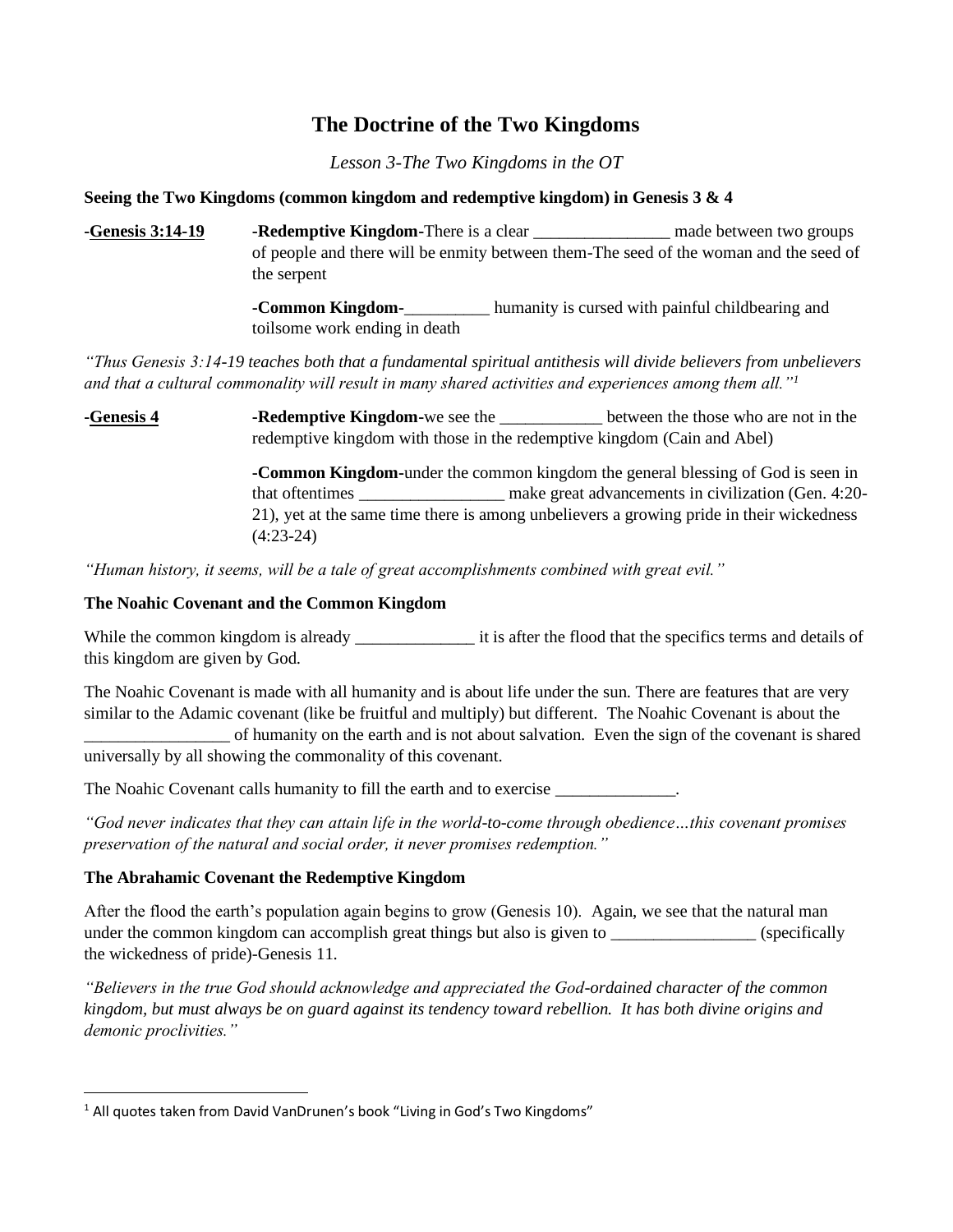# The Doctrine of the Two Kingdoms

*Lesson 3-The Two Kingdoms in the OT*

**Seeing the Two Kingdoms (common kingdom and redemptive kingdom) in Genesis 3 & 4**

**-Genesis 3:14-19**

**-Redemptive Kingdom-**There is a clear ________________ made between two groups of people and there will be enmity between them-The seed of the woman and the seed of the serpent

**-Common Kingdom-**__________ humanity is cursed with painful childbearing and toilsome work ending in death

*"Thus Genesis 3:14-19 teaches both that a fundamental spiritual antithesis will divide believers from unbelievers and that a cultural commonality will result in many shared activities and experiences among them all."*[1]

**-Genesis 4**

**-Redemptive Kingdom-**we see the ____________ between the those who are not in the redemptive kingdom with those in the redemptive kingdom (Cain and Abel)

**-Common Kingdom-**under the common kingdom the general blessing of God is seen in that oftentimes _________________ make great advancements in civilization (Gen. 4:20-21), yet at the same time there is among unbelievers a growing pride in their wickedness (4:23-24)

*"Human history, it seems, will be a tale of great accomplishments combined with great evil."*

**The Noahic Covenant and the Common Kingdom**

While the common kingdom is already ______________ it is after the flood that the specifics terms and details of this kingdom are given by God.

The Noahic Covenant is made with all humanity and is about life under the sun. There are features that are very similar to the Adamic covenant (like be fruitful and multiply) but different. The Noahic Covenant is about the _________________ of humanity on the earth and is not about salvation. Even the sign of the covenant is shared universally by all showing the commonality of this covenant.

The Noahic Covenant calls humanity to fill the earth and to exercise ______________.

*"God never indicates that they can attain life in the world-to-come through obedience…this covenant promises preservation of the natural and social order, it never promises redemption."*

**The Abrahamic Covenant the Redemptive Kingdom**

After the flood the earth's population again begins to grow (Genesis 10). Again, we see that the natural man under the common kingdom can accomplish great things but also is given to _________________ (specifically the wickedness of pride)-Genesis 11.

*"Believers in the true God should acknowledge and appreciated the God-ordained character of the common kingdom, but must always be on guard against its tendency toward rebellion. It has both divine origins and demonic proclivities."*

---

[1] All quotes taken from David VanDrunen's book "Living in God's Two Kingdoms"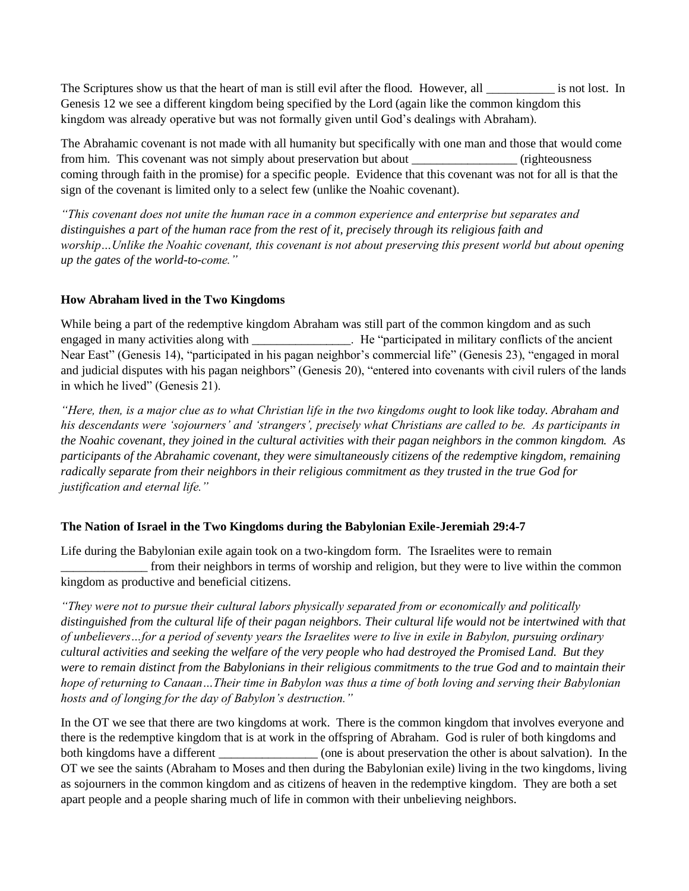The Scriptures show us that the heart of man is still evil after the flood. However, all ___________ is not lost. In Genesis 12 we see a different kingdom being specified by the Lord (again like the common kingdom this kingdom was already operative but was not formally given until God's dealings with Abraham).

The Abrahamic covenant is not made with all humanity but specifically with one man and those that would come from him. This covenant was not simply about preservation but about _________________ (righteousness coming through faith in the promise) for a specific people. Evidence that this covenant was not for all is that the sign of the covenant is limited only to a select few (unlike the Noahic covenant).

*"This covenant does not unite the human race in a common experience and enterprise but separates and distinguishes a part of the human race from the rest of it, precisely through its religious faith and worship…Unlike the Noahic covenant, this covenant is not about preserving this present world but about opening up the gates of the world-to-come."*

**How Abraham lived in the Two Kingdoms**

While being a part of the redemptive kingdom Abraham was still part of the common kingdom and as such engaged in many activities along with ________________. He "participated in military conflicts of the ancient Near East" (Genesis 14), "participated in his pagan neighbor's commercial life" (Genesis 23), "engaged in moral and judicial disputes with his pagan neighbors" (Genesis 20), "entered into covenants with civil rulers of the lands in which he lived" (Genesis 21).

*"Here, then, is a major clue as to what Christian life in the two kingdoms ought to look like today. Abraham and his descendants were 'sojourners' and 'strangers', precisely what Christians are called to be. As participants in the Noahic covenant, they joined in the cultural activities with their pagan neighbors in the common kingdom. As participants of the Abrahamic covenant, they were simultaneously citizens of the redemptive kingdom, remaining radically separate from their neighbors in their religious commitment as they trusted in the true God for justification and eternal life."*

**The Nation of Israel in the Two Kingdoms during the Babylonian Exile-Jeremiah 29:4-7**

Life during the Babylonian exile again took on a two-kingdom form. The Israelites were to remain ______________ from their neighbors in terms of worship and religion, but they were to live within the common kingdom as productive and beneficial citizens.

*"They were not to pursue their cultural labors physically separated from or economically and politically distinguished from the cultural life of their pagan neighbors. Their cultural life would not be intertwined with that of unbelievers…for a period of seventy years the Israelites were to live in exile in Babylon, pursuing ordinary cultural activities and seeking the welfare of the very people who had destroyed the Promised Land. But they were to remain distinct from the Babylonians in their religious commitments to the true God and to maintain their hope of returning to Canaan…Their time in Babylon was thus a time of both loving and serving their Babylonian hosts and of longing for the day of Babylon's destruction."*

In the OT we see that there are two kingdoms at work. There is the common kingdom that involves everyone and there is the redemptive kingdom that is at work in the offspring of Abraham. God is ruler of both kingdoms and both kingdoms have a different ________________ (one is about preservation the other is about salvation). In the OT we see the saints (Abraham to Moses and then during the Babylonian exile) living in the two kingdoms, living as sojourners in the common kingdom and as citizens of heaven in the redemptive kingdom. They are both a set apart people and a people sharing much of life in common with their unbelieving neighbors.